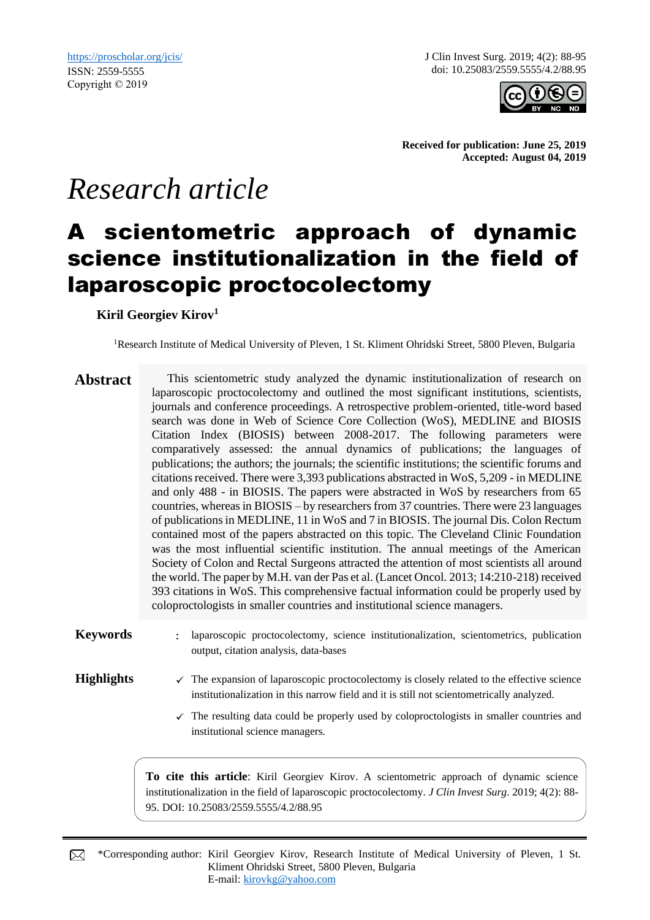https://proscholar.org/jcis/
ISSN: 2559-5555
Copyright © 2019

J Clin Invest Surg. 2019; 4(2): 88-95
doi: 10.25083/2559.5555/4.2/88.95

**Received for publication: June 25, 2019**
**Accepted: August 04, 2019**

*Research article*

# A scientometric approach of dynamic science institutionalization in the field of laparoscopic proctocolectomy

**Kiril Georgiev Kirov**[1]

[1]Research Institute of Medical University of Pleven, 1 St. Kliment Ohridski Street, 5800 Pleven, Bulgaria

## Abstract

This scientometric study analyzed the dynamic institutionalization of research on laparoscopic proctocolectomy and outlined the most significant institutions, scientists, journals and conference proceedings. A retrospective problem-oriented, title-word based search was done in Web of Science Core Collection (WoS), MEDLINE and BIOSIS Citation Index (BIOSIS) between 2008-2017. The following parameters were comparatively assessed: the annual dynamics of publications; the languages of publications; the authors; the journals; the scientific institutions; the scientific forums and citations received. There were 3,393 publications abstracted in WoS, 5,209 - in MEDLINE and only 488 - in BIOSIS. The papers were abstracted in WoS by researchers from 65 countries, whereas in BIOSIS – by researchers from 37 countries. There were 23 languages of publications in MEDLINE, 11 in WoS and 7 in BIOSIS. The journal Dis. Colon Rectum contained most of the papers abstracted on this topic. The Cleveland Clinic Foundation was the most influential scientific institution. The annual meetings of the American Society of Colon and Rectal Surgeons attracted the attention of most scientists all around the world. The paper by M.H. van der Pas et al. (Lancet Oncol. 2013; 14:210-218) received 393 citations in WoS. This comprehensive factual information could be properly used by coloproctologists in smaller countries and institutional science managers.

**Keywords** : laparoscopic proctocolectomy, science institutionalization, scientometrics, publication output, citation analysis, data-bases

**Highlights**

- ✓ The expansion of laparoscopic proctocolectomy is closely related to the effective science institutionalization in this narrow field and it is still not scientometrically analyzed.
- ✓ The resulting data could be properly used by coloproctologists in smaller countries and institutional science managers.

**To cite this article**: Kiril Georgiev Kirov. A scientometric approach of dynamic science institutionalization in the field of laparoscopic proctocolectomy. *J Clin Invest Surg*. 2019; 4(2): 88-95. DOI: 10.25083/2559.5555/4.2/88.95

*Corresponding author: Kiril Georgiev Kirov, Research Institute of Medical University of Pleven, 1 St. Kliment Ohridski Street, 5800 Pleven, Bulgaria
E-mail: kirovkg@yahoo.com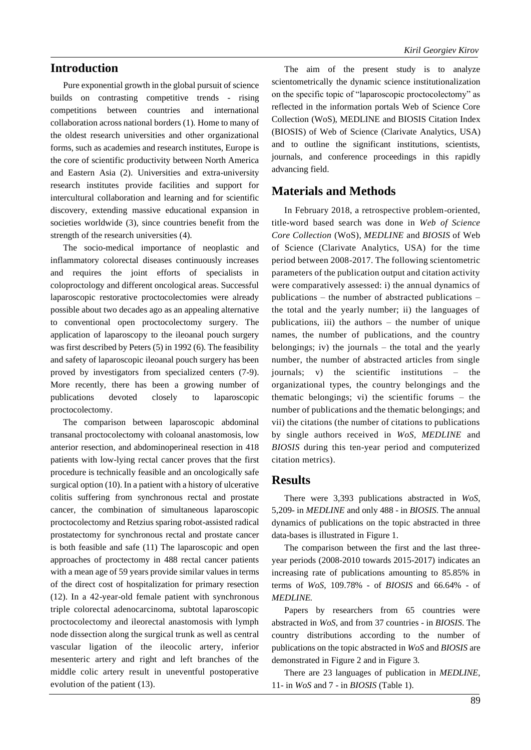## Introduction

Pure exponential growth in the global pursuit of science builds on contrasting competitive trends - rising competitions between countries and international collaboration across national borders (1). Home to many of the oldest research universities and other organizational forms, such as academies and research institutes, Europe is the core of scientific productivity between North America and Eastern Asia (2). Universities and extra-university research institutes provide facilities and support for intercultural collaboration and learning and for scientific discovery, extending massive educational expansion in societies worldwide (3), since countries benefit from the strength of the research universities (4).

The socio-medical importance of neoplastic and inflammatory colorectal diseases continuously increases and requires the joint efforts of specialists in coloproctology and different oncological areas. Successful laparoscopic restorative proctocolectomies were already possible about two decades ago as an appealing alternative to conventional open proctocolectomy surgery. The application of laparoscopy to the ileoanal pouch surgery was first described by Peters (5) in 1992 (6). The feasibility and safety of laparoscopic ileoanal pouch surgery has been proved by investigators from specialized centers (7-9). More recently, there has been a growing number of publications devoted closely to laparoscopic proctocolectomy.

The comparison between laparoscopic abdominal transanal proctocolectomy with coloanal anastomosis, low anterior resection, and abdominoperineal resection in 418 patients with low-lying rectal cancer proves that the first procedure is technically feasible and an oncologically safe surgical option (10). In a patient with a history of ulcerative colitis suffering from synchronous rectal and prostate cancer, the combination of simultaneous laparoscopic proctocolectomy and Retzius sparing robot-assisted radical prostatectomy for synchronous rectal and prostate cancer is both feasible and safe (11) The laparoscopic and open approaches of proctectomy in 488 rectal cancer patients with a mean age of 59 years provide similar values in terms of the direct cost of hospitalization for primary resection (12). In a 42-year-old female patient with synchronous triple colorectal adenocarcinoma, subtotal laparoscopic proctocolectomy and ileorectal anastomosis with lymph node dissection along the surgical trunk as well as central vascular ligation of the ileocolic artery, inferior mesenteric artery and right and left branches of the middle colic artery result in uneventful postoperative evolution of the patient (13).

The aim of the present study is to analyze scientometrically the dynamic science institutionalization on the specific topic of "laparoscopic proctocolectomy" as reflected in the information portals Web of Science Core Collection (WoS), MEDLINE and BIOSIS Citation Index (BIOSIS) of Web of Science (Clarivate Analytics, USA) and to outline the significant institutions, scientists, journals, and conference proceedings in this rapidly advancing field.

## Materials and Methods

In February 2018, a retrospective problem-oriented, title-word based search was done in *Web of Science Core Collection* (WoS), *MEDLINE* and *BIOSIS* of Web of Science (Clarivate Analytics, USA) for the time period between 2008-2017. The following scientometric parameters of the publication output and citation activity were comparatively assessed: i) the annual dynamics of publications – the number of abstracted publications – the total and the yearly number; ii) the languages of publications, iii) the authors – the number of unique names, the number of publications, and the country belongings; iv) the journals – the total and the yearly number, the number of abstracted articles from single journals; v) the scientific institutions – the organizational types, the country belongings and the thematic belongings; vi) the scientific forums – the number of publications and the thematic belongings; and vii) the citations (the number of citations to publications by single authors received in *WoS*, *MEDLINE* and *BIOSIS* during this ten-year period and computerized citation metrics).

## Results

There were 3,393 publications abstracted in *WoS*, 5,209- in *MEDLINE* and only 488 - in *BIOSIS*. The annual dynamics of publications on the topic abstracted in three data-bases is illustrated in Figure 1.

The comparison between the first and the last three-year periods (2008-2010 towards 2015-2017) indicates an increasing rate of publications amounting to 85.85% in terms of *WoS*, 109.78% - of *BIOSIS* and 66.64% - of *MEDLINE.*

Papers by researchers from 65 countries were abstracted in *WoS*, and from 37 countries - in *BIOSIS*. The country distributions according to the number of publications on the topic abstracted in *WoS* and *BIOSIS* are demonstrated in Figure 2 and in Figure 3.

There are 23 languages of publication in *MEDLINE*, 11- in *WoS* and 7 - in *BIOSIS* (Table 1).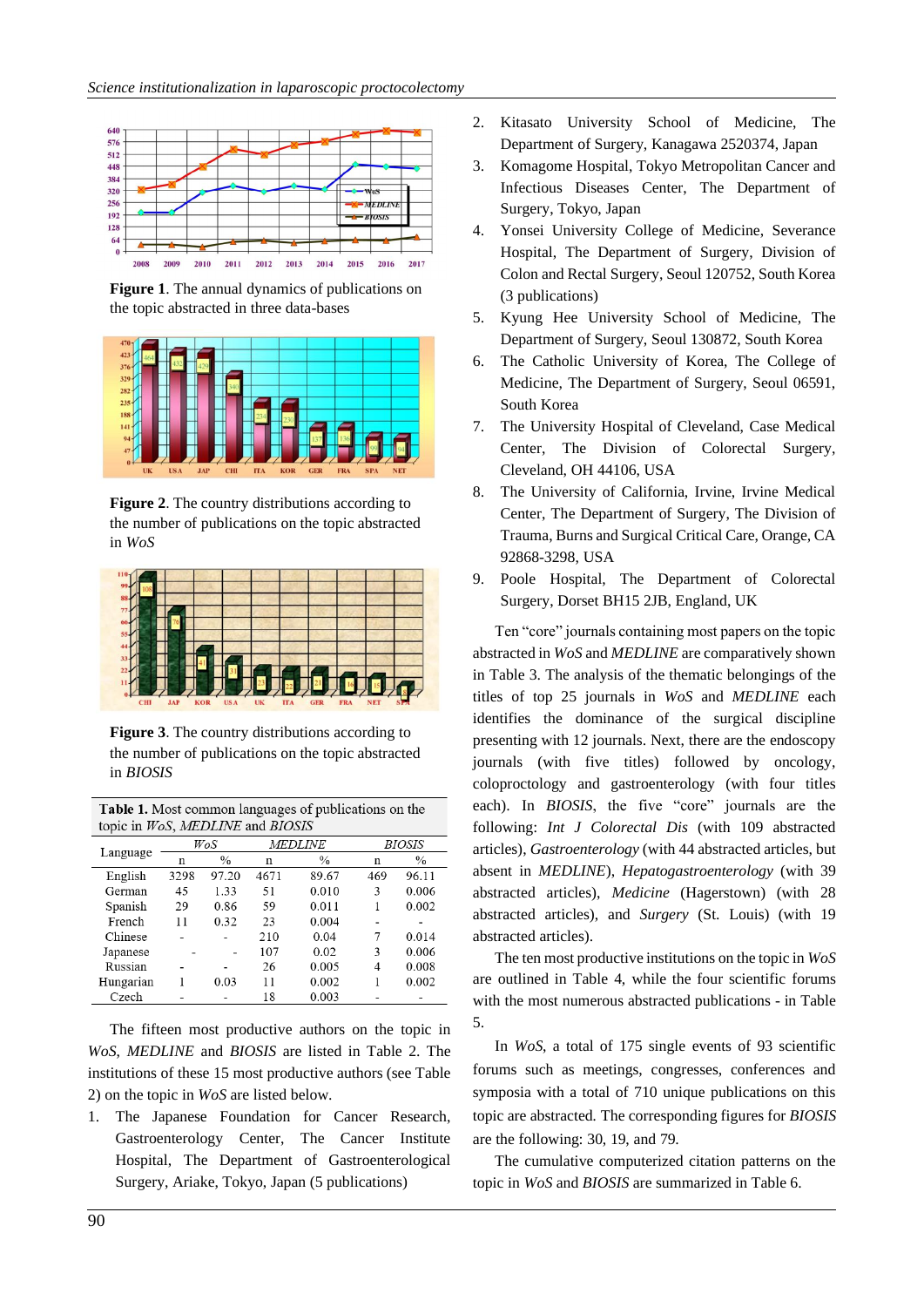**Figure 1**. The annual dynamics of publications on the topic abstracted in three data-bases

**Figure 2**. The country distributions according to the number of publications on the topic abstracted in *WoS*

**Figure 3**. The country distributions according to the number of publications on the topic abstracted in *BIOSIS*

**Table 1.** Most common languages of publications on the topic in *WoS*, *MEDLINE* and *BIOSIS*

| Language | *WoS* | | *MEDLINE* | | *BIOSIS* | |
|---|---|---|---|---|---|---|
| | n | % | n | % | n | % |
| English | 3298 | 97.20 | 4671 | 89.67 | 469 | 96.11 |
| German | 45 | 1.33 | 51 | 0.010 | 3 | 0.006 |
| Spanish | 29 | 0.86 | 59 | 0.011 | 1 | 0.002 |
| French | 11 | 0.32 | 23 | 0.004 | - | - |
| Chinese | - | - | 210 | 0.04 | 7 | 0.014 |
| Japanese | - | - | 107 | 0.02 | 3 | 0.006 |
| Russian | - | - | 26 | 0.005 | 4 | 0.008 |
| Hungarian | 1 | 0.03 | 11 | 0.002 | 1 | 0.002 |
| Czech | - | - | 18 | 0.003 | - | - |

The fifteen most productive authors on the topic in *WoS*, *MEDLINE* and *BIOSIS* are listed in Table 2. The institutions of these 15 most productive authors (see Table 2) on the topic in *WoS* are listed below.

1. The Japanese Foundation for Cancer Research, Gastroenterology Center, The Cancer Institute Hospital, The Department of Gastroenterological Surgery, Ariake, Tokyo, Japan (5 publications)
2. Kitasato University School of Medicine, The Department of Surgery, Kanagawa 2520374, Japan
3. Komagome Hospital, Tokyo Metropolitan Cancer and Infectious Diseases Center, The Department of Surgery, Tokyo, Japan
4. Yonsei University College of Medicine, Severance Hospital, The Department of Surgery, Division of Colon and Rectal Surgery, Seoul 120752, South Korea (3 publications)
5. Kyung Hee University School of Medicine, The Department of Surgery, Seoul 130872, South Korea
6. The Catholic University of Korea, The College of Medicine, The Department of Surgery, Seoul 06591, South Korea
7. The University Hospital of Cleveland, Case Medical Center, The Division of Colorectal Surgery, Cleveland, OH 44106, USA
8. The University of California, Irvine, Irvine Medical Center, The Department of Surgery, The Division of Trauma, Burns and Surgical Critical Care, Orange, CA 92868-3298, USA
9. Poole Hospital, The Department of Colorectal Surgery, Dorset BH15 2JB, England, UK

Ten "core" journals containing most papers on the topic abstracted in *WoS* and *MEDLINE* are comparatively shown in Table 3. The analysis of the thematic belongings of the titles of top 25 journals in *WoS* and *MEDLINE* each identifies the dominance of the surgical discipline presenting with 12 journals. Next, there are the endoscopy journals (with five titles) followed by oncology, coloproctology and gastroenterology (with four titles each). In *BIOSIS*, the five "core" journals are the following: *Int J Colorectal Dis* (with 109 abstracted articles), *Gastroenterology* (with 44 abstracted articles, but absent in *MEDLINE*), *Hepatogastroenterology* (with 39 abstracted articles), *Medicine* (Hagerstown) (with 28 abstracted articles), and *Surgery* (St. Louis) (with 19 abstracted articles).

The ten most productive institutions on the topic in *WoS* are outlined in Table 4, while the four scientific forums with the most numerous abstracted publications - in Table 5.

In *WoS*, a total of 175 single events of 93 scientific forums such as meetings, congresses, conferences and symposia with a total of 710 unique publications on this topic are abstracted. The corresponding figures for *BIOSIS* are the following: 30, 19, and 79.

The cumulative computerized citation patterns on the topic in *WoS* and *BIOSIS* are summarized in Table 6.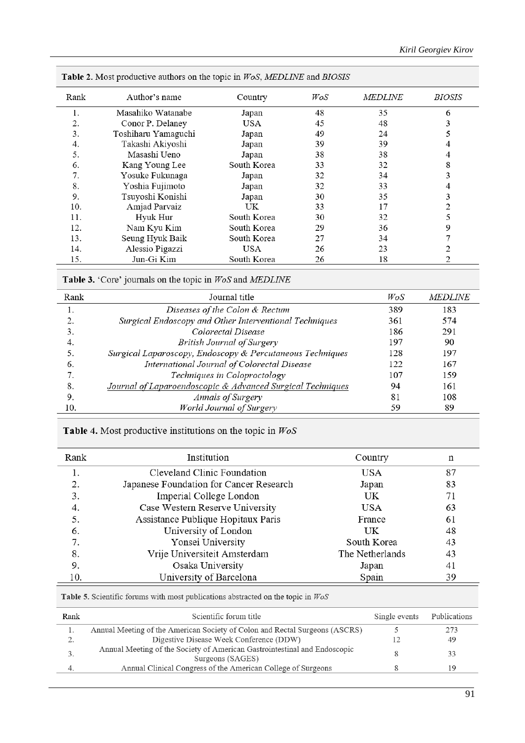**Table 2.** Most productive authors on the topic in *WoS*, *MEDLINE* and *BIOSIS*

| Rank | Author's name | Country | *WoS* | *MEDLINE* | *BIOSIS* |
|---|---|---|---|---|---|
| 1. | Masahiko Watanabe | Japan | 48 | 35 | 6 |
| 2. | Conor P. Delaney | USA | 45 | 48 | 3 |
| 3. | Toshiharu Yamaguchi | Japan | 49 | 24 | 5 |
| 4. | Takashi Akiyoshi | Japan | 39 | 39 | 4 |
| 5. | Masashi Ueno | Japan | 38 | 38 | 4 |
| 6. | Kang Young Lee | South Korea | 33 | 32 | 8 |
| 7. | Yosuke Fukunaga | Japan | 32 | 34 | 3 |
| 8. | Yoshia Fujimoto | Japan | 32 | 33 | 4 |
| 9. | Tsuyoshi Konishi | Japan | 30 | 35 | 3 |
| 10. | Amjad Parvaiz | UK | 33 | 17 | 2 |
| 11. | Hyuk Hur | South Korea | 30 | 32 | 5 |
| 12. | Nam Kyu Kim | South Korea | 29 | 36 | 9 |
| 13. | Seung Hyuk Baik | South Korea | 27 | 34 | 7 |
| 14. | Alessio Pigazzi | USA | 26 | 23 | 2 |
| 15. | Jun-Gi Kim | South Korea | 26 | 18 | 2 |

**Table 3.** 'Core' journals on the topic in *WoS* and *MEDLINE*

| Rank | Journal title | *WoS* | *MEDLINE* |
|---|---|---|---|
| 1. | *Diseases of the Colon & Rectum* | 389 | 183 |
| 2. | *Surgical Endoscopy and Other Interventional Techniques* | 361 | 574 |
| 3. | *Colorectal Disease* | 186 | 291 |
| 4. | *British Journal of Surgery* | 197 | 90 |
| 5. | *Surgical Laparoscopy, Endoscopy & Percutaneous Techniques* | 128 | 197 |
| 6. | *International Journal of Colorectal Disease* | 122 | 167 |
| 7. | *Techniques in Coloproctology* | 107 | 159 |
| 8. | *Journal of Laparoendoscopic & Advanced Surgical Techniques* | 94 | 161 |
| 9. | *Annals of Surgery* | 81 | 108 |
| 10. | *World Journal of Surgery* | 59 | 89 |

**Table 4.** Most productive institutions on the topic in *WoS*

| Rank | Institution | Country | n |
|---|---|---|---|
| 1. | Cleveland Clinic Foundation | USA | 87 |
| 2. | Japanese Foundation for Cancer Research | Japan | 83 |
| 3. | Imperial College London | UK | 71 |
| 4. | Case Western Reserve University | USA | 63 |
| 5. | Assistance Publique Hopitaux Paris | France | 61 |
| 6. | University of London | UK | 48 |
| 7. | Yonsei University | South Korea | 43 |
| 8. | Vrije Universiteit Amsterdam | The Netherlands | 43 |
| 9. | Osaka University | Japan | 41 |
| 10. | University of Barcelona | Spain | 39 |

**Table 5.** Scientific forums with most publications abstracted on the topic in *WoS*

| Rank | Scientific forum title | Single events | Publications |
|---|---|---|---|
| 1. | Annual Meeting of the American Society of Colon and Rectal Surgeons (ASCRS) | 5 | 273 |
| 2. | Digestive Disease Week Conference (DDW) | 12 | 49 |
| 3. | Annual Meeting of the Society of American Gastrointestinal and Endoscopic Surgeons (SAGES) | 8 | 33 |
| 4. | Annual Clinical Congress of the American College of Surgeons | 8 | 19 |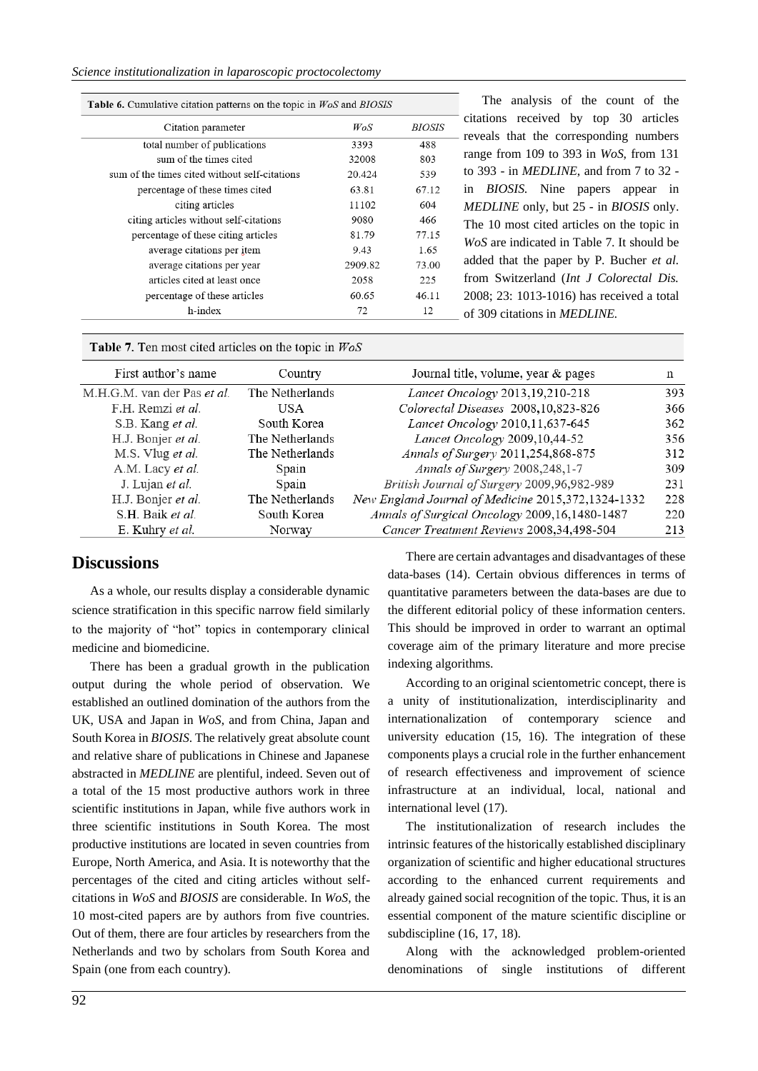**Table 6.** Cumulative citation patterns on the topic in *WoS* and *BIOSIS*

| Citation parameter | *WoS* | *BIOSIS* |
|---|---|---|
| total number of publications | 3393 | 488 |
| sum of the times cited | 32008 | 803 |
| sum of the times cited without self-citations | 20.424 | 539 |
| percentage of these times cited | 63.81 | 67.12 |
| citing articles | 11102 | 604 |
| citing articles without self-citations | 9080 | 466 |
| percentage of these citing articles | 81.79 | 77.15 |
| average citations per item | 9.43 | 1.65 |
| average citations per year | 2909.82 | 73.00 |
| articles cited at least once | 2058 | 225 |
| percentage of these articles | 60.65 | 46.11 |
| h-index | 72 | 12 |

The analysis of the count of the citations received by top 30 articles reveals that the corresponding numbers range from 109 to 393 in *WoS*, from 131 to 393 - in *MEDLINE*, and from 7 to 32 - in *BIOSIS*. Nine papers appear in *MEDLINE* only, but 25 - in *BIOSIS* only. The 10 most cited articles on the topic in *WoS* are indicated in Table 7. It should be added that the paper by P. Bucher *et al.* from Switzerland (*Int J Colorectal Dis.* 2008; 23: 1013-1016) has received a total of 309 citations in *MEDLINE.*

**Table 7.** Ten most cited articles on the topic in *WoS*

| First author's name | Country | Journal title, volume, year & pages | n |
|---|---|---|---|
| M.H.G.M. van der Pas *et al.* | The Netherlands | *Lancet Oncology* 2013,19,210-218 | 393 |
| F.H. Remzi *et al.* | USA | *Colorectal Diseases* 2008,10,823-826 | 366 |
| S.B. Kang *et al.* | South Korea | *Lancet Oncology* 2010,11,637-645 | 362 |
| H.J. Bonjer *et al.* | The Netherlands | *Lancet Oncology* 2009,10,44-52 | 356 |
| M.S. Vlug *et al.* | The Netherlands | *Annals of Surgery* 2011,254,868-875 | 312 |
| A.M. Lacy *et al.* | Spain | *Annals of Surgery* 2008,248,1-7 | 309 |
| J. Lujan *et al.* | Spain | *British Journal of Surgery* 2009,96,982-989 | 231 |
| H.J. Bonjer *et al.* | The Netherlands | *New England Journal of Medicine* 2015,372,1324-1332 | 228 |
| S.H. Baik *et al.* | South Korea | *Annals of Surgical Oncology* 2009,16,1480-1487 | 220 |
| E. Kuhry *et al.* | Norway | *Cancer Treatment Reviews* 2008,34,498-504 | 213 |

## Discussions

As a whole, our results display a considerable dynamic science stratification in this specific narrow field similarly to the majority of "hot" topics in contemporary clinical medicine and biomedicine.

There has been a gradual growth in the publication output during the whole period of observation. We established an outlined domination of the authors from the UK, USA and Japan in *WoS*, and from China, Japan and South Korea in *BIOSIS*. The relatively great absolute count and relative share of publications in Chinese and Japanese abstracted in *MEDLINE* are plentiful, indeed. Seven out of a total of the 15 most productive authors work in three scientific institutions in Japan, while five authors work in three scientific institutions in South Korea. The most productive institutions are located in seven countries from Europe, North America, and Asia. It is noteworthy that the percentages of the cited and citing articles without self-citations in *WoS* and *BIOSIS* are considerable. In *WoS*, the 10 most-cited papers are by authors from five countries. Out of them, there are four articles by researchers from the Netherlands and two by scholars from South Korea and Spain (one from each country).

There are certain advantages and disadvantages of these data-bases (14). Certain obvious differences in terms of quantitative parameters between the data-bases are due to the different editorial policy of these information centers. This should be improved in order to warrant an optimal coverage aim of the primary literature and more precise indexing algorithms.

According to an original scientometric concept, there is a unity of institutionalization, interdisciplinarity and internationalization of contemporary science and university education (15, 16). The integration of these components plays a crucial role in the further enhancement of research effectiveness and improvement of science infrastructure at an individual, local, national and international level (17).

The institutionalization of research includes the intrinsic features of the historically established disciplinary organization of scientific and higher educational structures according to the enhanced current requirements and already gained social recognition of the topic. Thus, it is an essential component of the mature scientific discipline or subdiscipline (16, 17, 18).

Along with the acknowledged problem-oriented denominations of single institutions of different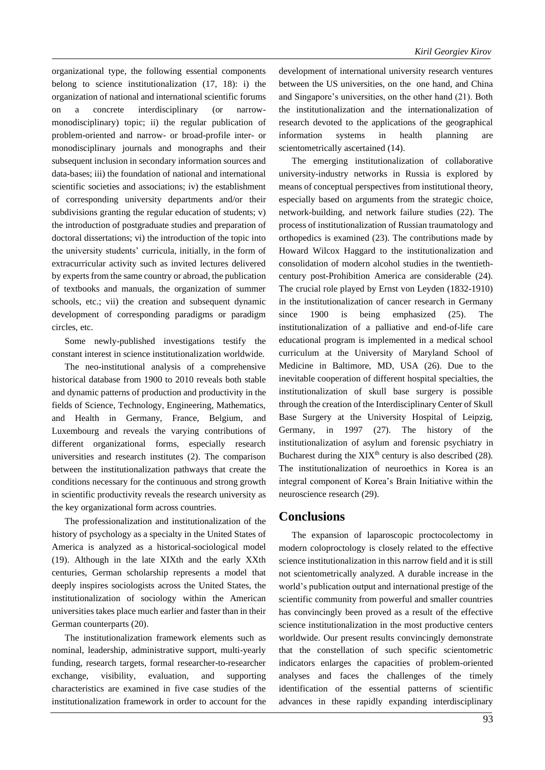organizational type, the following essential components belong to science institutionalization (17, 18): i) the organization of national and international scientific forums on a concrete interdisciplinary (or narrow-monodisciplinary) topic; ii) the regular publication of problem-oriented and narrow- or broad-profile inter- or monodisciplinary journals and monographs and their subsequent inclusion in secondary information sources and data-bases; iii) the foundation of national and international scientific societies and associations; iv) the establishment of corresponding university departments and/or their subdivisions granting the regular education of students; v) the introduction of postgraduate studies and preparation of doctoral dissertations; vi) the introduction of the topic into the university students' curricula, initially, in the form of extracurricular activity such as invited lectures delivered by experts from the same country or abroad, the publication of textbooks and manuals, the organization of summer schools, etc.; vii) the creation and subsequent dynamic development of corresponding paradigms or paradigm circles, etc.

Some newly-published investigations testify the constant interest in science institutionalization worldwide.

The neo-institutional analysis of a comprehensive historical database from 1900 to 2010 reveals both stable and dynamic patterns of production and productivity in the fields of Science, Technology, Engineering, Mathematics, and Health in Germany, France, Belgium, and Luxembourg and reveals the varying contributions of different organizational forms, especially research universities and research institutes (2). The comparison between the institutionalization pathways that create the conditions necessary for the continuous and strong growth in scientific productivity reveals the research university as the key organizational form across countries.

The professionalization and institutionalization of the history of psychology as a specialty in the United States of America is analyzed as a historical-sociological model (19). Although in the late XIXth and the early XXth centuries, German scholarship represents a model that deeply inspires sociologists across the United States, the institutionalization of sociology within the American universities takes place much earlier and faster than in their German counterparts (20).

The institutionalization framework elements such as nominal, leadership, administrative support, multi-yearly funding, research targets, formal researcher-to-researcher exchange, visibility, evaluation, and supporting characteristics are examined in five case studies of the institutionalization framework in order to account for the development of international university research ventures between the US universities, on the one hand, and China and Singapore's universities, on the other hand (21). Both the institutionalization and the internationalization of research devoted to the applications of the geographical information systems in health planning are scientometrically ascertained (14).

The emerging institutionalization of collaborative university-industry networks in Russia is explored by means of conceptual perspectives from institutional theory, especially based on arguments from the strategic choice, network-building, and network failure studies (22). The process of institutionalization of Russian traumatology and orthopedics is examined (23). The contributions made by Howard Wilcox Haggard to the institutionalization and consolidation of modern alcohol studies in the twentieth-century post-Prohibition America are considerable (24). The crucial role played by Ernst von Leyden (1832-1910) in the institutionalization of cancer research in Germany since 1900 is being emphasized (25). The institutionalization of a palliative and end-of-life care educational program is implemented in a medical school curriculum at the University of Maryland School of Medicine in Baltimore, MD, USA (26). Due to the inevitable cooperation of different hospital specialties, the institutionalization of skull base surgery is possible through the creation of the Interdisciplinary Center of Skull Base Surgery at the University Hospital of Leipzig, Germany, in 1997 (27). The history of the institutionalization of asylum and forensic psychiatry in Bucharest during the XIX[th] century is also described (28). The institutionalization of neuroethics in Korea is an integral component of Korea's Brain Initiative within the neuroscience research (29).

## Conclusions

The expansion of laparoscopic proctocolectomy in modern coloproctology is closely related to the effective science institutionalization in this narrow field and it is still not scientometrically analyzed. A durable increase in the world's publication output and international prestige of the scientific community from powerful and smaller countries has convincingly been proved as a result of the effective science institutionalization in the most productive centers worldwide. Our present results convincingly demonstrate that the constellation of such specific scientometric indicators enlarges the capacities of problem-oriented analyses and faces the challenges of the timely identification of the essential patterns of scientific advances in these rapidly expanding interdisciplinary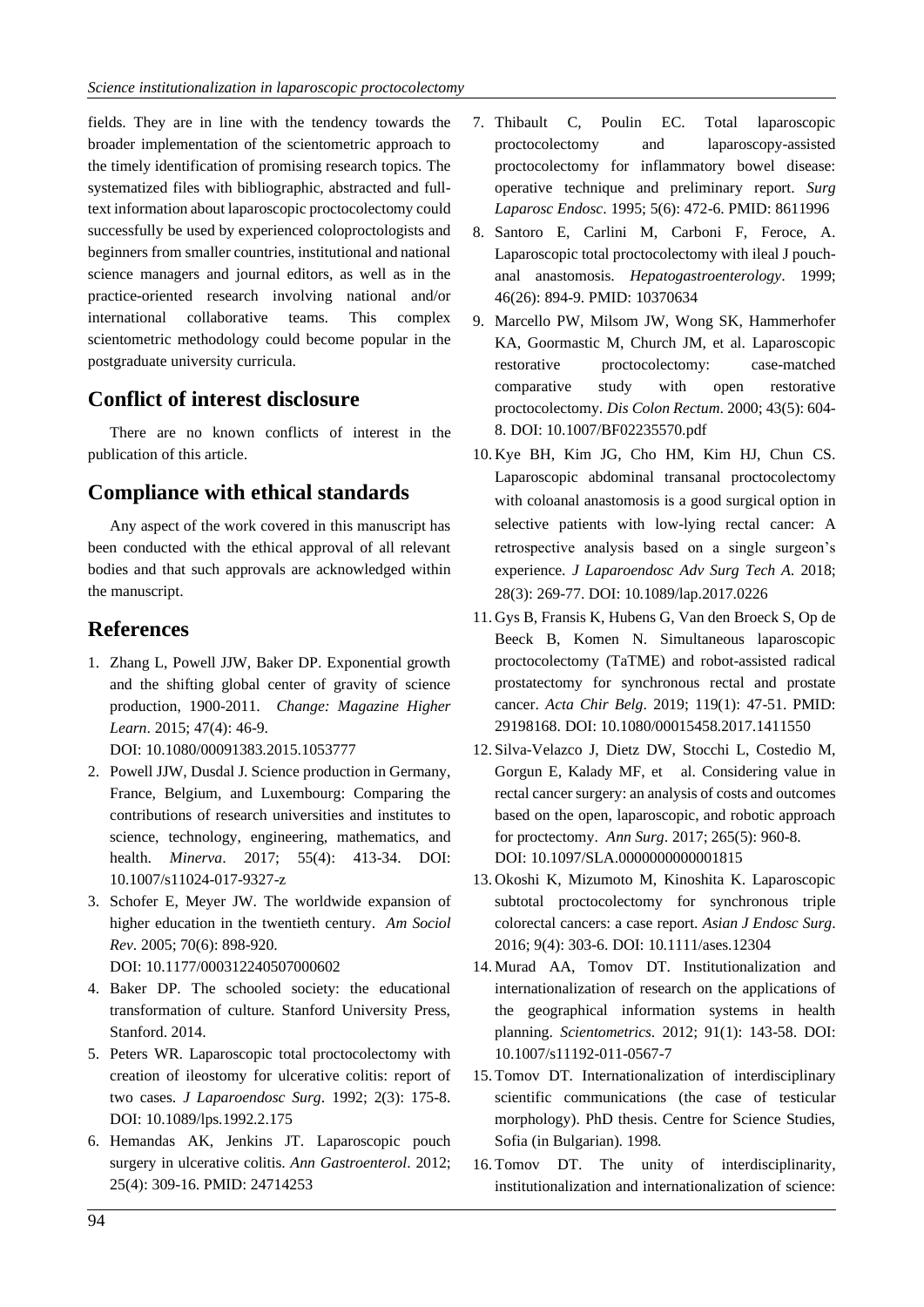fields. They are in line with the tendency towards the broader implementation of the scientometric approach to the timely identification of promising research topics. The systematized files with bibliographic, abstracted and full-text information about laparoscopic proctocolectomy could successfully be used by experienced coloproctologists and beginners from smaller countries, institutional and national science managers and journal editors, as well as in the practice-oriented research involving national and/or international collaborative teams. This complex scientometric methodology could become popular in the postgraduate university curricula.

## Conflict of interest disclosure

There are no known conflicts of interest in the publication of this article.

## Compliance with ethical standards

Any aspect of the work covered in this manuscript has been conducted with the ethical approval of all relevant bodies and that such approvals are acknowledged within the manuscript.

## References

1. Zhang L, Powell JJW, Baker DP. Exponential growth and the shifting global center of gravity of science production, 1900-2011. *Change: Magazine Higher Learn*. 2015; 47(4): 46-9. DOI: 10.1080/00091383.2015.1053777
2. Powell JJW, Dusdal J. Science production in Germany, France, Belgium, and Luxembourg: Comparing the contributions of research universities and institutes to science, technology, engineering, mathematics, and health. *Minerva*. 2017; 55(4): 413-34. DOI: 10.1007/s11024-017-9327-z
3. Schofer E, Meyer JW. The worldwide expansion of higher education in the twentieth century. *Am Sociol Rev*. 2005; 70(6): 898-920. DOI: 10.1177/000312240507000602
4. Baker DP. The schooled society: the educational transformation of culture. Stanford University Press, Stanford. 2014.
5. Peters WR. Laparoscopic total proctocolectomy with creation of ileostomy for ulcerative colitis: report of two cases. *J Laparoendosc Surg*. 1992; 2(3): 175-8. DOI: 10.1089/lps.1992.2.175
6. Hemandas AK, Jenkins JT. Laparoscopic pouch surgery in ulcerative colitis. *Ann Gastroenterol*. 2012; 25(4): 309-16. PMID: 24714253
7. Thibault C, Poulin EC. Total laparoscopic proctocolectomy and laparoscopy-assisted proctocolectomy for inflammatory bowel disease: operative technique and preliminary report. *Surg Laparosc Endosc*. 1995; 5(6): 472-6. PMID: 8611996
8. Santoro E, Carlini M, Carboni F, Feroce, A. Laparoscopic total proctocolectomy with ileal J pouch-anal anastomosis. *Hepatogastroenterology*. 1999; 46(26): 894-9. PMID: 10370634
9. Marcello PW, Milsom JW, Wong SK, Hammerhofer KA, Goormastic M, Church JM, et al. Laparoscopic restorative proctocolectomy: case-matched comparative study with open restorative proctocolectomy. *Dis Colon Rectum*. 2000; 43(5): 604-8. DOI: 10.1007/BF02235570.pdf
10. Kye BH, Kim JG, Cho HM, Kim HJ, Chun CS. Laparoscopic abdominal transanal proctocolectomy with coloanal anastomosis is a good surgical option in selective patients with low-lying rectal cancer: A retrospective analysis based on a single surgeon's experience. *J Laparoendosc Adv Surg Tech A*. 2018; 28(3): 269-77. DOI: 10.1089/lap.2017.0226
11. Gys B, Fransis K, Hubens G, Van den Broeck S, Op de Beeck B, Komen N. Simultaneous laparoscopic proctocolectomy (TaTME) and robot-assisted radical prostatectomy for synchronous rectal and prostate cancer. *Acta Chir Belg*. 2019; 119(1): 47-51. PMID: 29198168. DOI: 10.1080/00015458.2017.1411550
12. Silva-Velazco J, Dietz DW, Stocchi L, Costedio M, Gorgun E, Kalady MF, et al. Considering value in rectal cancer surgery: an analysis of costs and outcomes based on the open, laparoscopic, and robotic approach for proctectomy. *Ann Surg*. 2017; 265(5): 960-8. DOI: 10.1097/SLA.0000000000001815
13. Okoshi K, Mizumoto M, Kinoshita K. Laparoscopic subtotal proctocolectomy for synchronous triple colorectal cancers: a case report. *Asian J Endosc Surg*. 2016; 9(4): 303-6. DOI: 10.1111/ases.12304
14. Murad AA, Tomov DT. Institutionalization and internationalization of research on the applications of the geographical information systems in health planning. *Scientometrics*. 2012; 91(1): 143-58. DOI: 10.1007/s11192-011-0567-7
15. Tomov DT. Internationalization of interdisciplinary scientific communications (the case of testicular morphology). PhD thesis. Centre for Science Studies, Sofia (in Bulgarian). 1998.
16. Tomov DT. The unity of interdisciplinarity, institutionalization and internationalization of science: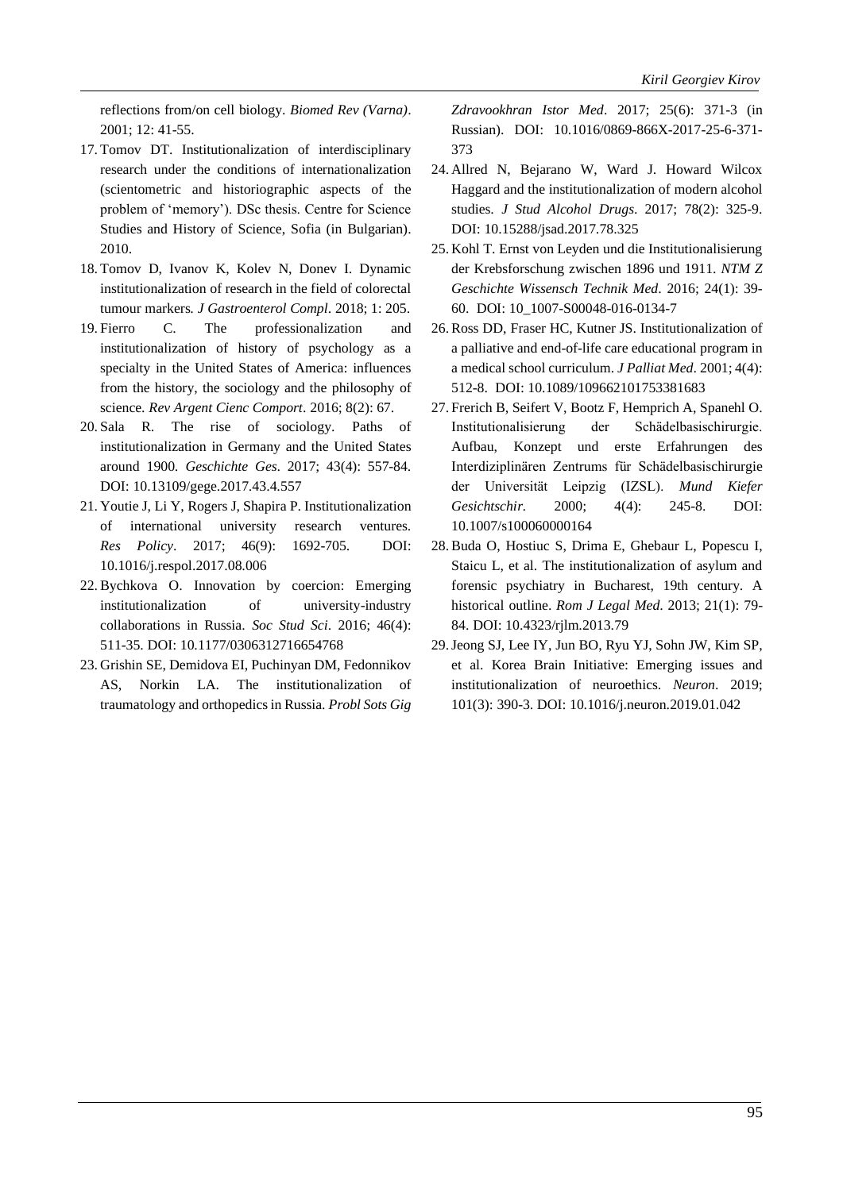reflections from/on cell biology. *Biomed Rev (Varna)*. 2001; 12: 41-55.

17. Tomov DT. Institutionalization of interdisciplinary research under the conditions of internationalization (scientometric and historiographic aspects of the problem of 'memory'). DSc thesis. Centre for Science Studies and History of Science, Sofia (in Bulgarian). 2010.
18. Tomov D, Ivanov K, Kolev N, Donev I. Dynamic institutionalization of research in the field of colorectal tumour markers. *J Gastroenterol Compl*. 2018; 1: 205.
19. Fierro C. The professionalization and institutionalization of history of psychology as a specialty in the United States of America: influences from the history, the sociology and the philosophy of science. *Rev Argent Cienc Comport*. 2016; 8(2): 67.
20. Sala R. The rise of sociology. Paths of institutionalization in Germany and the United States around 1900. *Geschichte Ges*. 2017; 43(4): 557-84. DOI: 10.13109/gege.2017.43.4.557
21. Youtie J, Li Y, Rogers J, Shapira P. Institutionalization of international university research ventures. *Res Policy*. 2017; 46(9): 1692-705. DOI: 10.1016/j.respol.2017.08.006
22. Bychkova O. Innovation by coercion: Emerging institutionalization of university-industry collaborations in Russia. *Soc Stud Sci*. 2016; 46(4): 511-35. DOI: 10.1177/0306312716654768
23. Grishin SE, Demidova EI, Puchinyan DM, Fedonnikov AS, Norkin LA. The institutionalization of traumatology and orthopedics in Russia. *Probl Sots Gig Zdravookhran Istor Med*. 2017; 25(6): 371-3 (in Russian). DOI: 10.1016/0869-866X-2017-25-6-371-373
24. Allred N, Bejarano W, Ward J. Howard Wilcox Haggard and the institutionalization of modern alcohol studies. *J Stud Alcohol Drugs*. 2017; 78(2): 325-9. DOI: 10.15288/jsad.2017.78.325
25. Kohl T. Ernst von Leyden und die Institutionalisierung der Krebsforschung zwischen 1896 und 1911. *NTM Z Geschichte Wissensch Technik Med*. 2016; 24(1): 39-60. DOI: 10_1007-S00048-016-0134-7
26. Ross DD, Fraser HC, Kutner JS. Institutionalization of a palliative and end-of-life care educational program in a medical school curriculum. *J Palliat Med*. 2001; 4(4): 512-8. DOI: 10.1089/109662101753381683
27. Frerich B, Seifert V, Bootz F, Hemprich A, Spanehl O. Institutionalisierung der Schädelbasischirurgie. Aufbau, Konzept und erste Erfahrungen des Interdiziplinären Zentrums für Schädelbasischirurgie der Universität Leipzig (IZSL). *Mund Kiefer Gesichtschir.* 2000; 4(4): 245-8. DOI: 10.1007/s100060000164
28. Buda O, Hostiuc S, Drima E, Ghebaur L, Popescu I, Staicu L, et al. The institutionalization of asylum and forensic psychiatry in Bucharest, 19th century. A historical outline. *Rom J Legal Med*. 2013; 21(1): 79-84. DOI: 10.4323/rjlm.2013.79
29. Jeong SJ, Lee IY, Jun BO, Ryu YJ, Sohn JW, Kim SP, et al. Korea Brain Initiative: Emerging issues and institutionalization of neuroethics. *Neuron*. 2019; 101(3): 390-3. DOI: 10.1016/j.neuron.2019.01.042